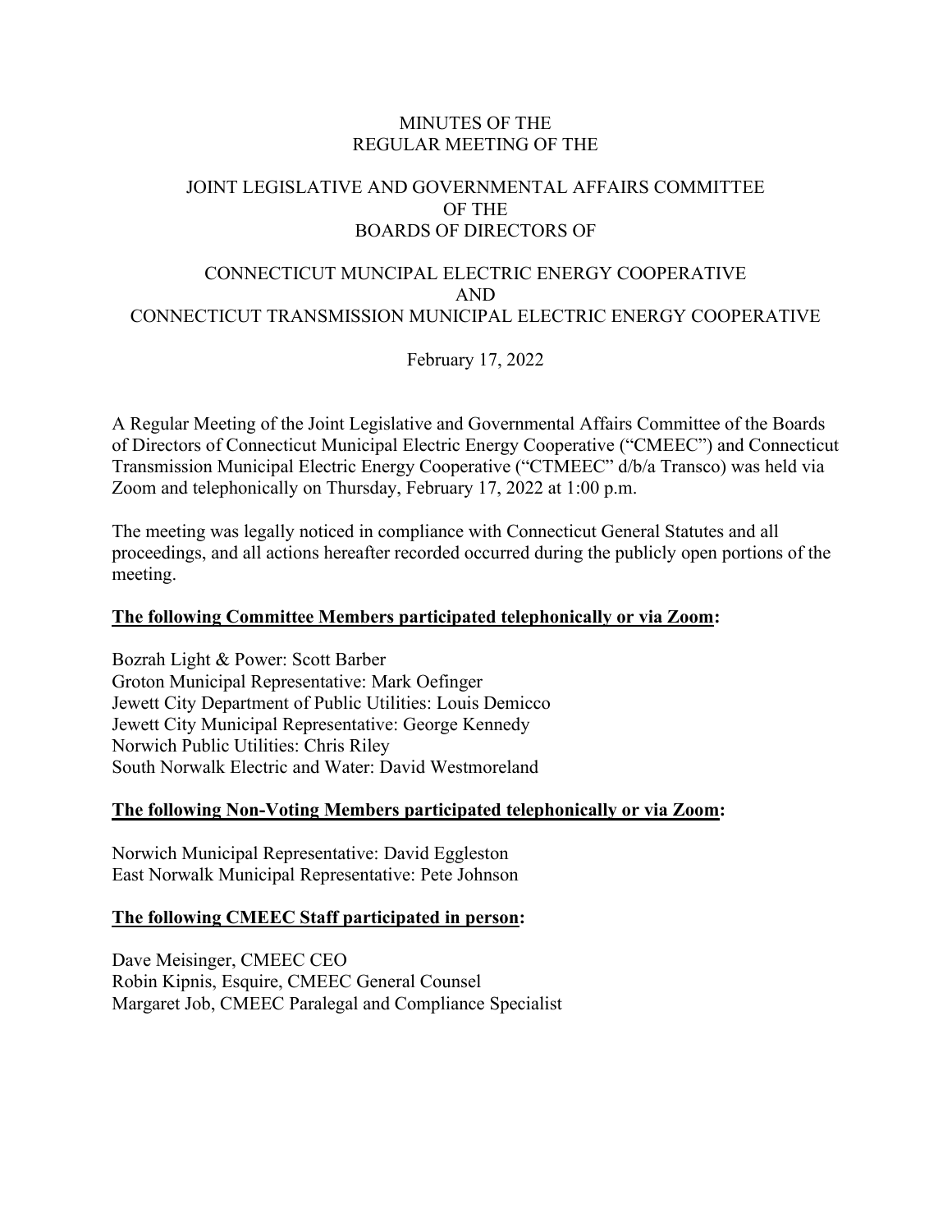# MINUTES OF THE
# REGULAR MEETING OF THE

# JOINT LEGISLATIVE AND GOVERNMENTAL AFFAIRS COMMITTEE
# OF THE
# BOARDS OF DIRECTORS OF

# CONNECTICUT MUNCIPAL ELECTRIC ENERGY COOPERATIVE
# AND
# CONNECTICUT TRANSMISSION MUNICIPAL ELECTRIC ENERGY COOPERATIVE

February 17, 2022

A Regular Meeting of the Joint Legislative and Governmental Affairs Committee of the Boards of Directors of Connecticut Municipal Electric Energy Cooperative ("CMEEC") and Connecticut Transmission Municipal Electric Energy Cooperative ("CTMEEC" d/b/a Transco) was held via Zoom and telephonically on Thursday, February 17, 2022 at 1:00 p.m.

The meeting was legally noticed in compliance with Connecticut General Statutes and all proceedings, and all actions hereafter recorded occurred during the publicly open portions of the meeting.

**The following Committee Members participated telephonically or via Zoom:**

Bozrah Light & Power: Scott Barber
Groton Municipal Representative: Mark Oefinger
Jewett City Department of Public Utilities: Louis Demicco
Jewett City Municipal Representative: George Kennedy
Norwich Public Utilities: Chris Riley
South Norwalk Electric and Water: David Westmoreland

**The following Non-Voting Members participated telephonically or via Zoom:**

Norwich Municipal Representative: David Eggleston
East Norwalk Municipal Representative: Pete Johnson

**The following CMEEC Staff participated in person:**

Dave Meisinger, CMEEC CEO
Robin Kipnis, Esquire, CMEEC General Counsel
Margaret Job, CMEEC Paralegal and Compliance Specialist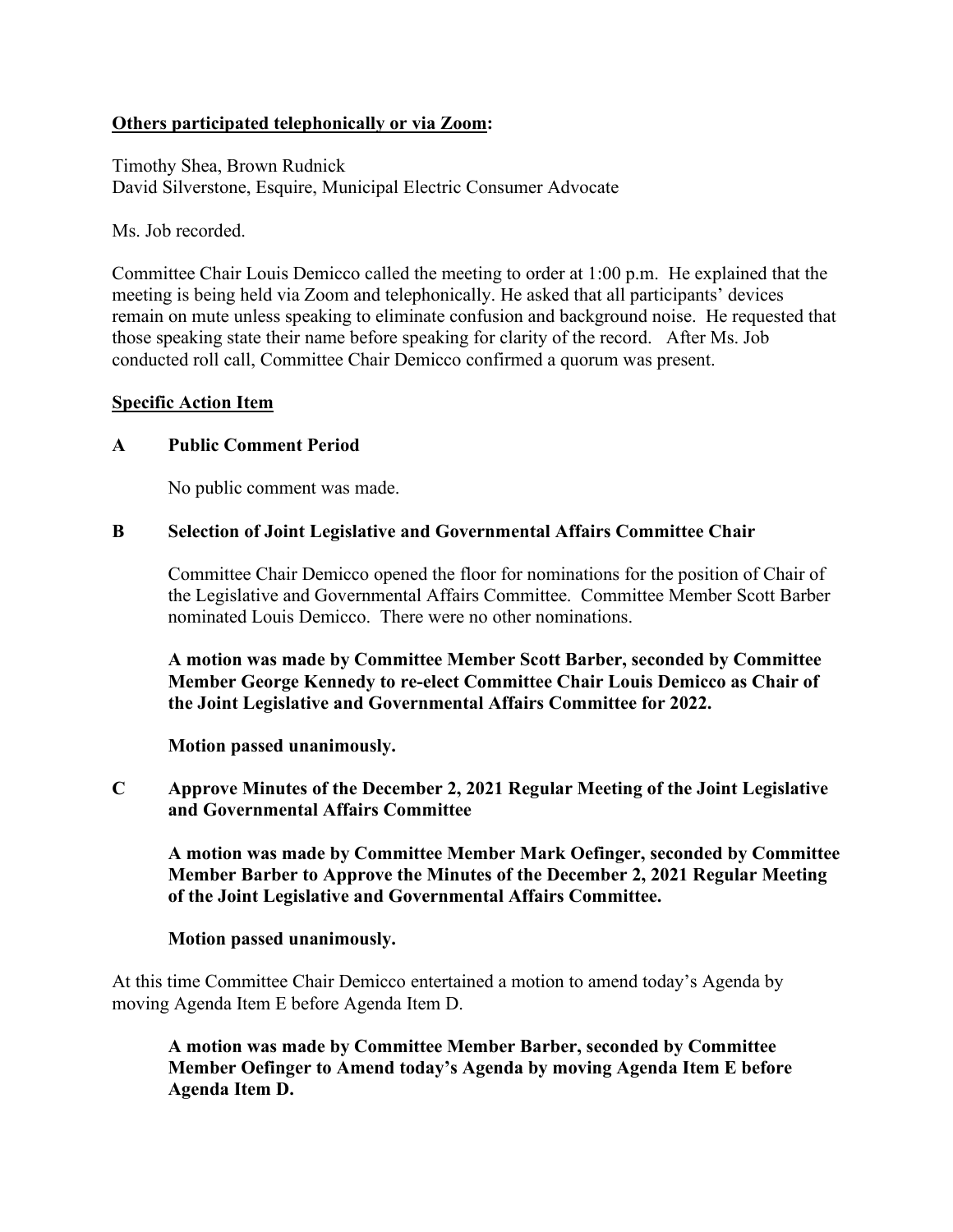**Others participated telephonically or via Zoom:**

Timothy Shea, Brown Rudnick
David Silverstone, Esquire, Municipal Electric Consumer Advocate

Ms. Job recorded.

Committee Chair Louis Demicco called the meeting to order at 1:00 p.m. He explained that the meeting is being held via Zoom and telephonically. He asked that all participants' devices remain on mute unless speaking to eliminate confusion and background noise. He requested that those speaking state their name before speaking for clarity of the record. After Ms. Job conducted roll call, Committee Chair Demicco confirmed a quorum was present.

**Specific Action Item**

**A Public Comment Period**

No public comment was made.

**B Selection of Joint Legislative and Governmental Affairs Committee Chair**

Committee Chair Demicco opened the floor for nominations for the position of Chair of the Legislative and Governmental Affairs Committee. Committee Member Scott Barber nominated Louis Demicco. There were no other nominations.

**A motion was made by Committee Member Scott Barber, seconded by Committee Member George Kennedy to re-elect Committee Chair Louis Demicco as Chair of the Joint Legislative and Governmental Affairs Committee for 2022.**

**Motion passed unanimously.**

**C Approve Minutes of the December 2, 2021 Regular Meeting of the Joint Legislative and Governmental Affairs Committee**

**A motion was made by Committee Member Mark Oefinger, seconded by Committee Member Barber to Approve the Minutes of the December 2, 2021 Regular Meeting of the Joint Legislative and Governmental Affairs Committee.**

**Motion passed unanimously.**

At this time Committee Chair Demicco entertained a motion to amend today's Agenda by moving Agenda Item E before Agenda Item D.

**A motion was made by Committee Member Barber, seconded by Committee Member Oefinger to Amend today's Agenda by moving Agenda Item E before Agenda Item D.**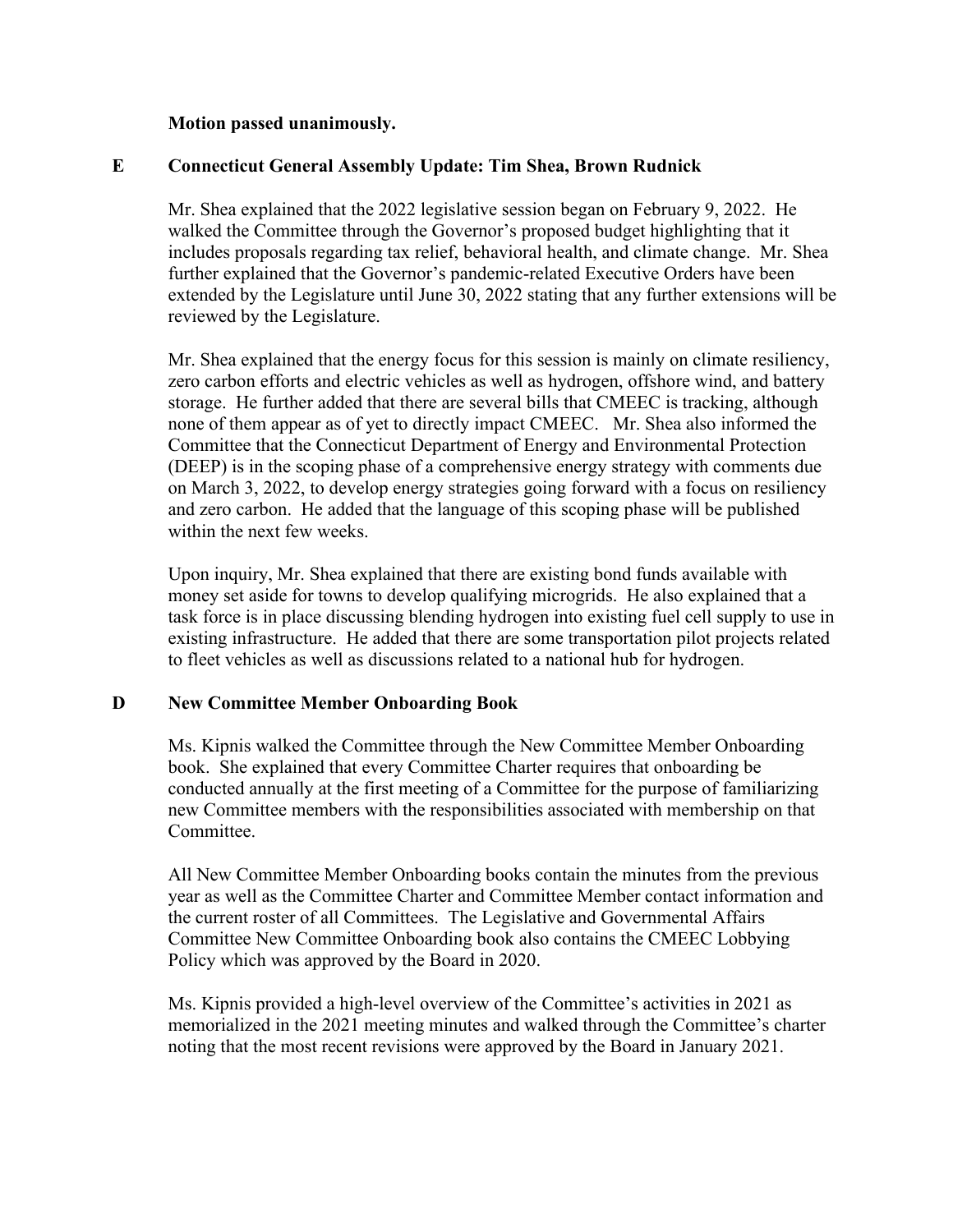**Motion passed unanimously.**

## E Connecticut General Assembly Update: Tim Shea, Brown Rudnick

Mr. Shea explained that the 2022 legislative session began on February 9, 2022. He walked the Committee through the Governor's proposed budget highlighting that it includes proposals regarding tax relief, behavioral health, and climate change. Mr. Shea further explained that the Governor's pandemic-related Executive Orders have been extended by the Legislature until June 30, 2022 stating that any further extensions will be reviewed by the Legislature.

Mr. Shea explained that the energy focus for this session is mainly on climate resiliency, zero carbon efforts and electric vehicles as well as hydrogen, offshore wind, and battery storage. He further added that there are several bills that CMEEC is tracking, although none of them appear as of yet to directly impact CMEEC. Mr. Shea also informed the Committee that the Connecticut Department of Energy and Environmental Protection (DEEP) is in the scoping phase of a comprehensive energy strategy with comments due on March 3, 2022, to develop energy strategies going forward with a focus on resiliency and zero carbon. He added that the language of this scoping phase will be published within the next few weeks.

Upon inquiry, Mr. Shea explained that there are existing bond funds available with money set aside for towns to develop qualifying microgrids. He also explained that a task force is in place discussing blending hydrogen into existing fuel cell supply to use in existing infrastructure. He added that there are some transportation pilot projects related to fleet vehicles as well as discussions related to a national hub for hydrogen.

## D New Committee Member Onboarding Book

Ms. Kipnis walked the Committee through the New Committee Member Onboarding book. She explained that every Committee Charter requires that onboarding be conducted annually at the first meeting of a Committee for the purpose of familiarizing new Committee members with the responsibilities associated with membership on that Committee.

All New Committee Member Onboarding books contain the minutes from the previous year as well as the Committee Charter and Committee Member contact information and the current roster of all Committees. The Legislative and Governmental Affairs Committee New Committee Onboarding book also contains the CMEEC Lobbying Policy which was approved by the Board in 2020.

Ms. Kipnis provided a high-level overview of the Committee's activities in 2021 as memorialized in the 2021 meeting minutes and walked through the Committee's charter noting that the most recent revisions were approved by the Board in January 2021.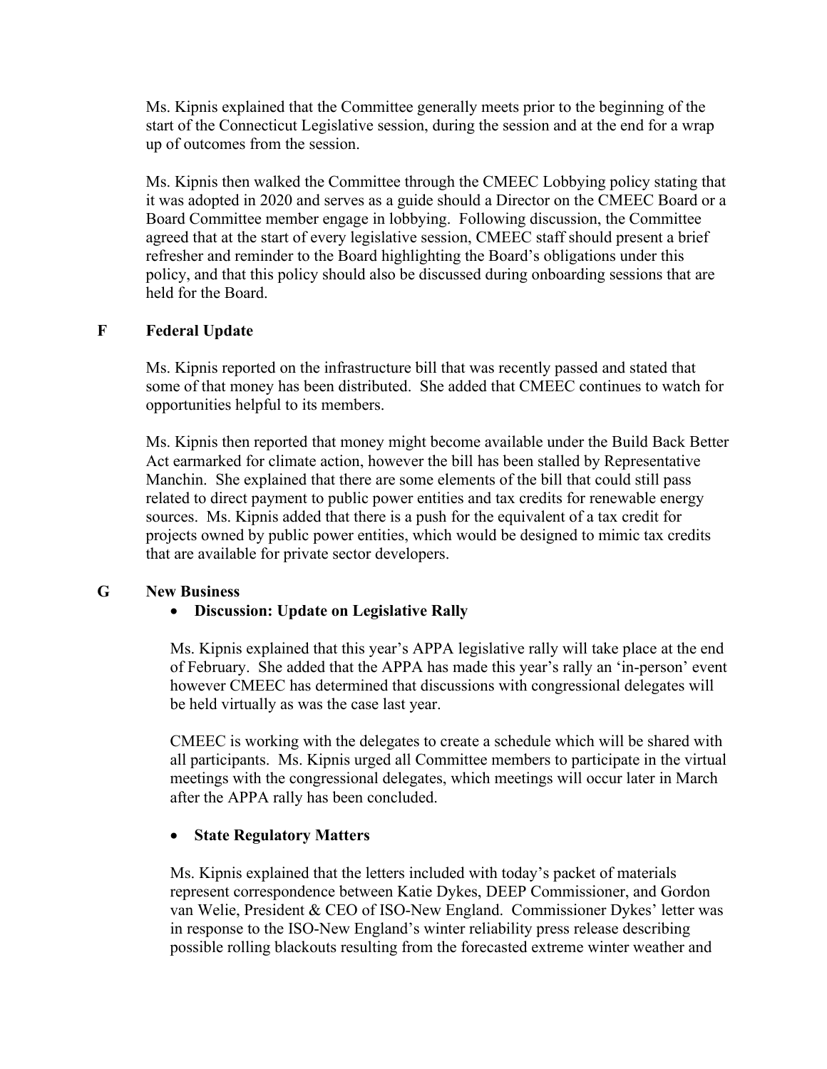Ms. Kipnis explained that the Committee generally meets prior to the beginning of the start of the Connecticut Legislative session, during the session and at the end for a wrap up of outcomes from the session.

Ms. Kipnis then walked the Committee through the CMEEC Lobbying policy stating that it was adopted in 2020 and serves as a guide should a Director on the CMEEC Board or a Board Committee member engage in lobbying. Following discussion, the Committee agreed that at the start of every legislative session, CMEEC staff should present a brief refresher and reminder to the Board highlighting the Board's obligations under this policy, and that this policy should also be discussed during onboarding sessions that are held for the Board.

## F Federal Update

Ms. Kipnis reported on the infrastructure bill that was recently passed and stated that some of that money has been distributed. She added that CMEEC continues to watch for opportunities helpful to its members.

Ms. Kipnis then reported that money might become available under the Build Back Better Act earmarked for climate action, however the bill has been stalled by Representative Manchin. She explained that there are some elements of the bill that could still pass related to direct payment to public power entities and tax credits for renewable energy sources. Ms. Kipnis added that there is a push for the equivalent of a tax credit for projects owned by public power entities, which would be designed to mimic tax credits that are available for private sector developers.

## G New Business

- **Discussion: Update on Legislative Rally**

Ms. Kipnis explained that this year's APPA legislative rally will take place at the end of February. She added that the APPA has made this year's rally an 'in-person' event however CMEEC has determined that discussions with congressional delegates will be held virtually as was the case last year.

CMEEC is working with the delegates to create a schedule which will be shared with all participants. Ms. Kipnis urged all Committee members to participate in the virtual meetings with the congressional delegates, which meetings will occur later in March after the APPA rally has been concluded.

- **State Regulatory Matters**

Ms. Kipnis explained that the letters included with today's packet of materials represent correspondence between Katie Dykes, DEEP Commissioner, and Gordon van Welie, President & CEO of ISO-New England. Commissioner Dykes' letter was in response to the ISO-New England's winter reliability press release describing possible rolling blackouts resulting from the forecasted extreme winter weather and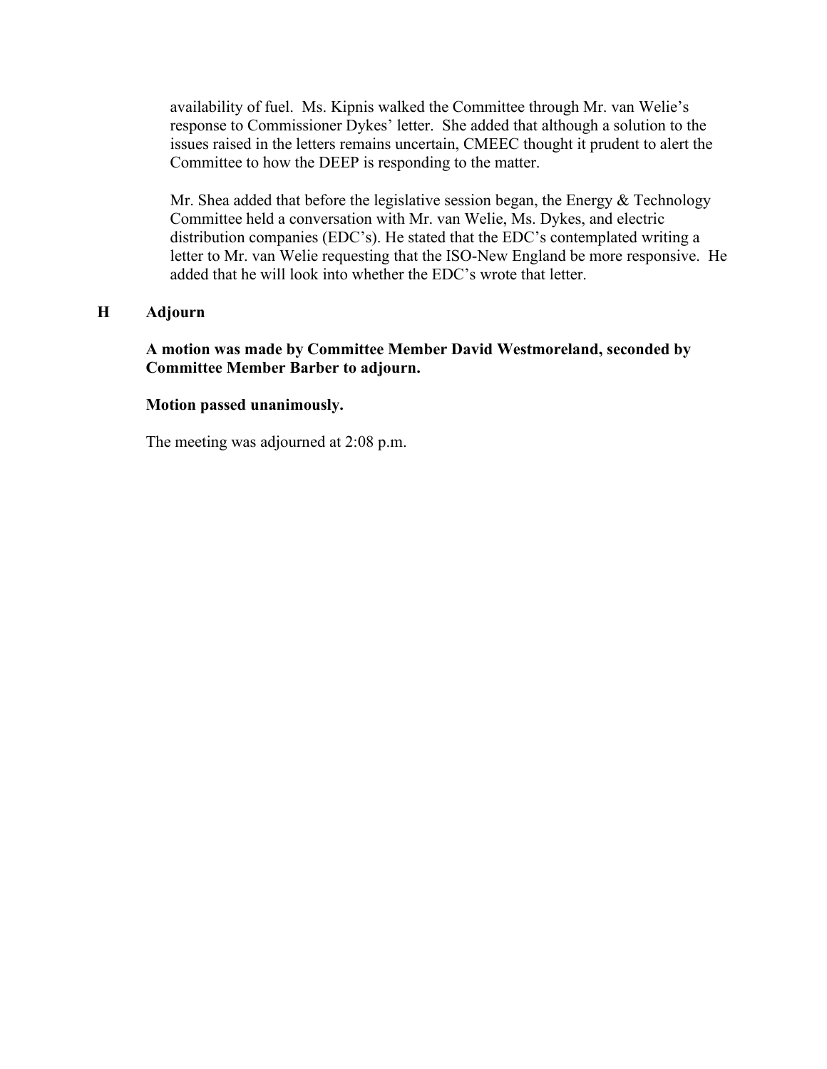availability of fuel. Ms. Kipnis walked the Committee through Mr. van Welie's response to Commissioner Dykes' letter. She added that although a solution to the issues raised in the letters remains uncertain, CMEEC thought it prudent to alert the Committee to how the DEEP is responding to the matter.

Mr. Shea added that before the legislative session began, the Energy & Technology Committee held a conversation with Mr. van Welie, Ms. Dykes, and electric distribution companies (EDC's). He stated that the EDC's contemplated writing a letter to Mr. van Welie requesting that the ISO-New England be more responsive. He added that he will look into whether the EDC's wrote that letter.

## H Adjourn

**A motion was made by Committee Member David Westmoreland, seconded by Committee Member Barber to adjourn.**

**Motion passed unanimously.**

The meeting was adjourned at 2:08 p.m.